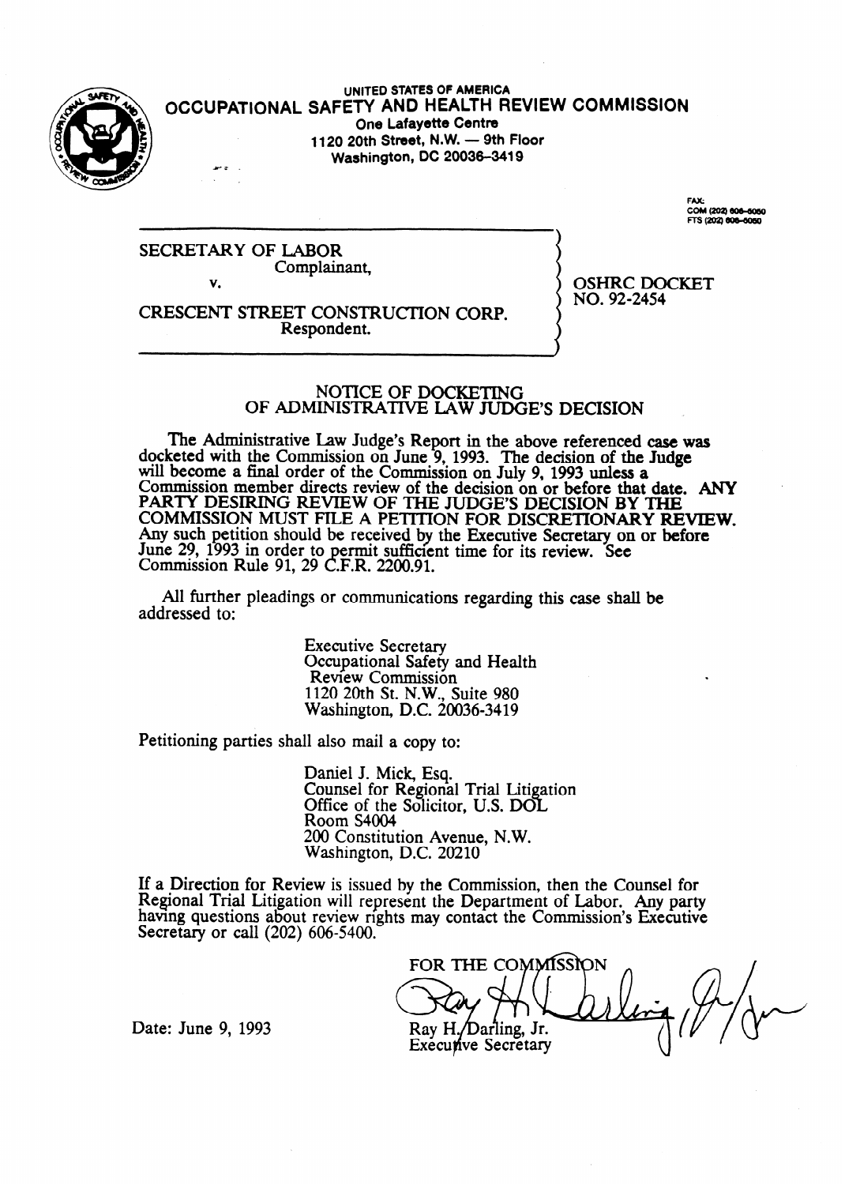UNITED STATES OF AMERICA

**OCCUPATIONAL SAFETY AND HEALTH REVIEW COMMISSION**

One Lafayette Centre
1120 20th Street, N.W. — 9th Floor
Washington, DC 20036-3419

FAX:
COM (202) 606-5050
FTS (202) 606-5050

SECRETARY OF LABOR
Complainant,

v.

CRESCENT STREET CONSTRUCTION CORP.
Respondent.

OSHRC DOCKET
NO. 92-2454

## NOTICE OF DOCKETING
## OF ADMINISTRATIVE LAW JUDGE'S DECISION

The Administrative Law Judge's Report in the above referenced case was docketed with the Commission on June 9, 1993. The decision of the Judge will become a final order of the Commission on July 9, 1993 unless a Commission member directs review of the decision on or before that date. ANY PARTY DESIRING REVIEW OF THE JUDGE'S DECISION BY THE COMMISSION MUST FILE A PETITION FOR DISCRETIONARY REVIEW. Any such petition should be received by the Executive Secretary on or before June 29, 1993 in order to permit sufficient time for its review. See Commission Rule 91, 29 C.F.R. 2200.91.

All further pleadings or communications regarding this case shall be addressed to:

Executive Secretary
Occupational Safety and Health
Review Commission
1120 20th St. N.W., Suite 980
Washington, D.C. 20036-3419

Petitioning parties shall also mail a copy to:

Daniel J. Mick, Esq.
Counsel for Regional Trial Litigation
Office of the Solicitor, U.S. DOL
Room S4004
200 Constitution Avenue, N.W.
Washington, D.C. 20210

If a Direction for Review is issued by the Commission, then the Counsel for Regional Trial Litigation will represent the Department of Labor. Any party having questions about review rights may contact the Commission's Executive Secretary or call (202) 606-5400.

FOR THE COMMISSION

Ray H. Darling, Jr.
Executive Secretary

Date: June 9, 1993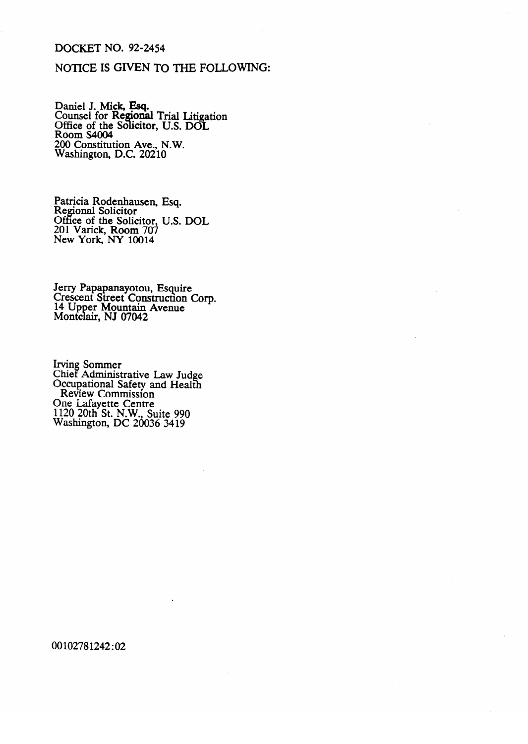DOCKET NO. 92-2454

NOTICE IS GIVEN TO THE FOLLOWING:

Daniel J. Mick, Esq.
Counsel for Regional Trial Litigation
Office of the Solicitor, U.S. DOL
Room S4004
200 Constitution Ave., N.W.
Washington, D.C. 20210

Patricia Rodenhausen, Esq.
Regional Solicitor
Office of the Solicitor, U.S. DOL
201 Varick, Room 707
New York, NY 10014

Jerry Papapanayotou, Esquire
Crescent Street Construction Corp.
14 Upper Mountain Avenue
Montclair, NJ 07042

Irving Sommer
Chief Administrative Law Judge
Occupational Safety and Health
Review Commission
One Lafayette Centre
1120 20th St. N.W., Suite 990
Washington, DC 20036 3419

00102781242:02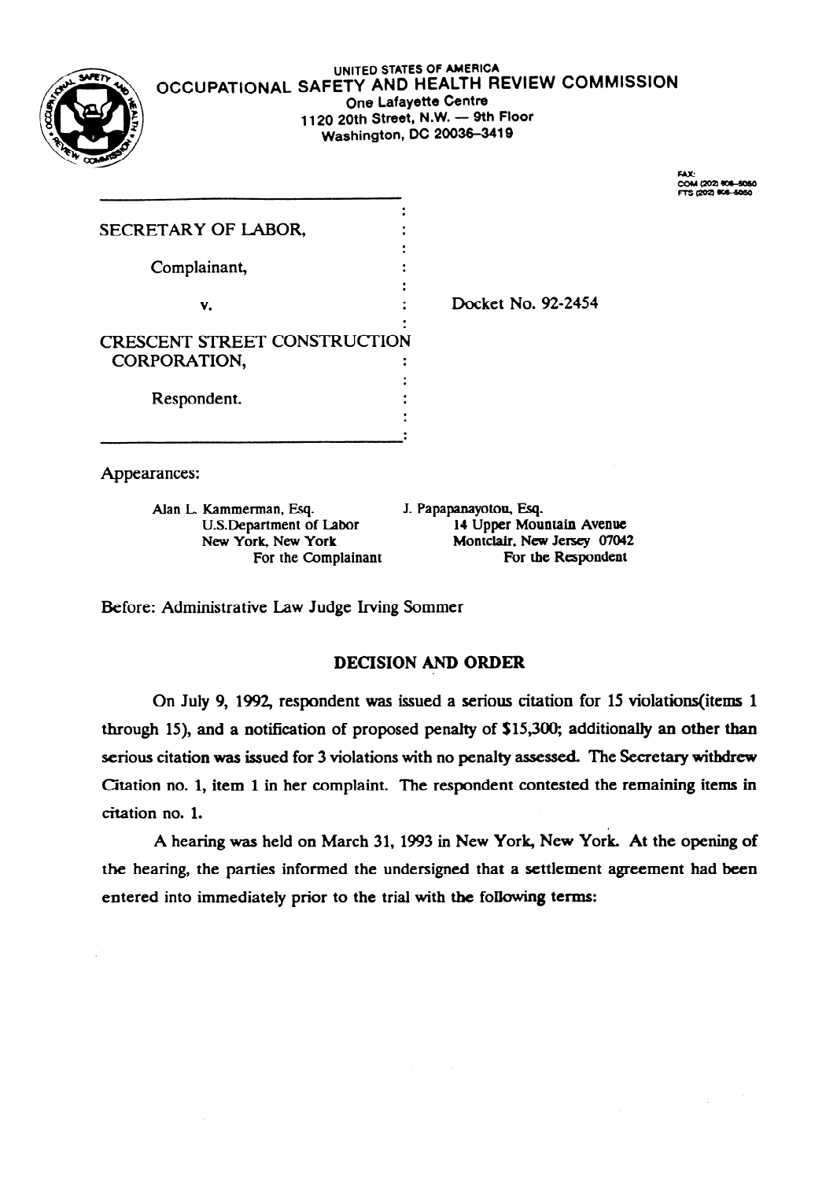UNITED STATES OF AMERICA

OCCUPATIONAL SAFETY AND HEALTH REVIEW COMMISSION

One Lafayette Centre
1120 20th Street, N.W. — 9th Floor
Washington, DC 20036-3419

FAX:
COM (202) 606-5050
FTS (202) 606-5050

SECRETARY OF LABOR,

Complainant,

v.

CRESCENT STREET CONSTRUCTION CORPORATION,

Respondent.

Docket No. 92-2454

Appearances:

Alan L. Kammerman, Esq.
U.S.Department of Labor
New York, New York
For the Complainant

J. Papapanayotou, Esq.
14 Upper Mountain Avenue
Montclair, New Jersey 07042
For the Respondent

Before: Administrative Law Judge Irving Sommer

## DECISION AND ORDER

On July 9, 1992, respondent was issued a serious citation for 15 violations(items 1 through 15), and a notification of proposed penalty of $15,300; additionally an other than serious citation was issued for 3 violations with no penalty assessed. The Secretary withdrew Citation no. 1, item 1 in her complaint. The respondent contested the remaining items in citation no. 1.

A hearing was held on March 31, 1993 in New York, New York. At the opening of the hearing, the parties informed the undersigned that a settlement agreement had been entered into immediately prior to the trial with the following terms: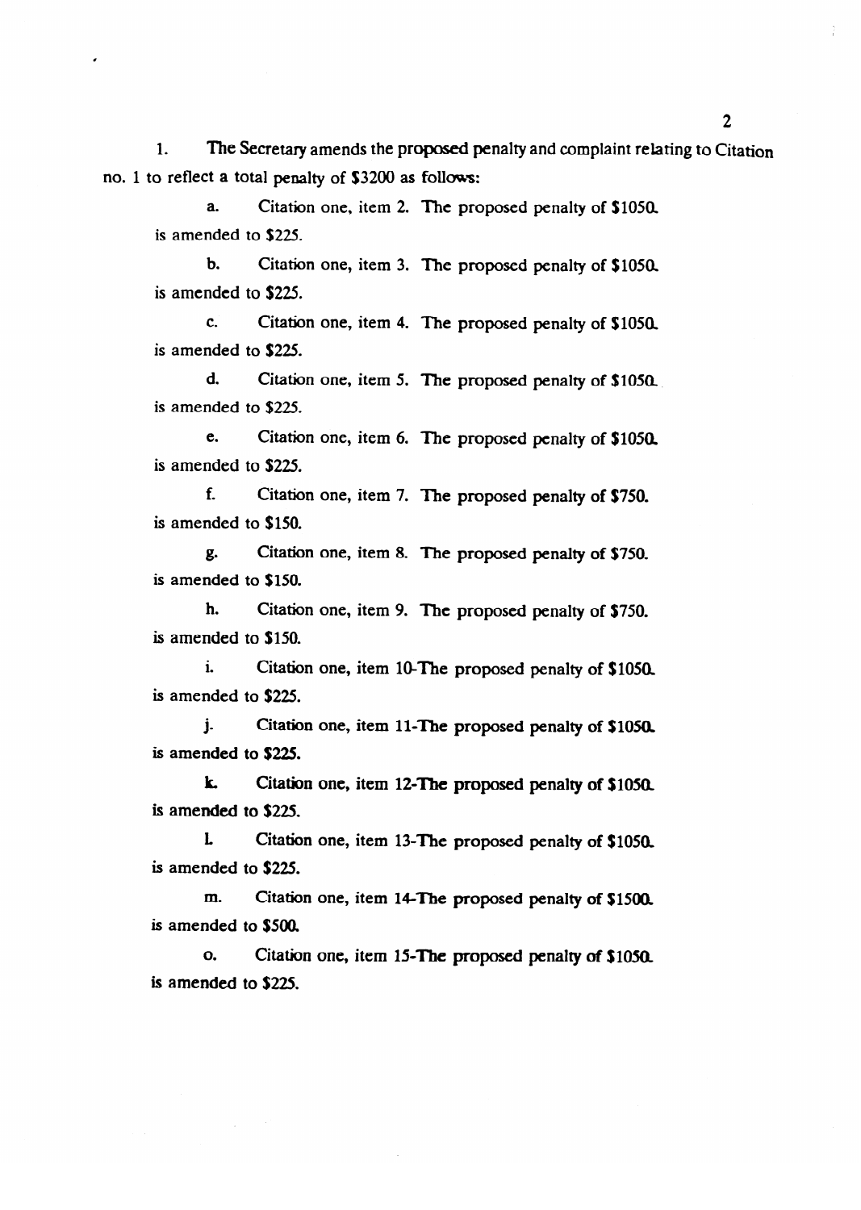1. The Secretary amends the proposed penalty and complaint relating to Citation no. 1 to reflect a total penalty of $3200 as follows:

a. Citation one, item 2. The proposed penalty of $1050. is amended to $225.

b. Citation one, item 3. The proposed penalty of $1050. is amended to $225.

c. Citation one, item 4. The proposed penalty of $1050. is amended to $225.

d. Citation one, item 5. The proposed penalty of $1050. is amended to $225.

e. Citation one, item 6. The proposed penalty of $1050. is amended to $225.

f. Citation one, item 7. The proposed penalty of $750. is amended to $150.

g. Citation one, item 8. The proposed penalty of $750. is amended to $150.

h. Citation one, item 9. The proposed penalty of $750. is amended to $150.

i. Citation one, item 10-The proposed penalty of $1050. is amended to $225.

j. Citation one, item 11-The proposed penalty of $1050. is amended to $225.

k. Citation one, item 12-The proposed penalty of $1050. is amended to $225.

l. Citation one, item 13-The proposed penalty of $1050. is amended to $225.

m. Citation one, item 14-The proposed penalty of $1500. is amended to $500.

o. Citation one, item 15-The proposed penalty of $1050. is amended to $225.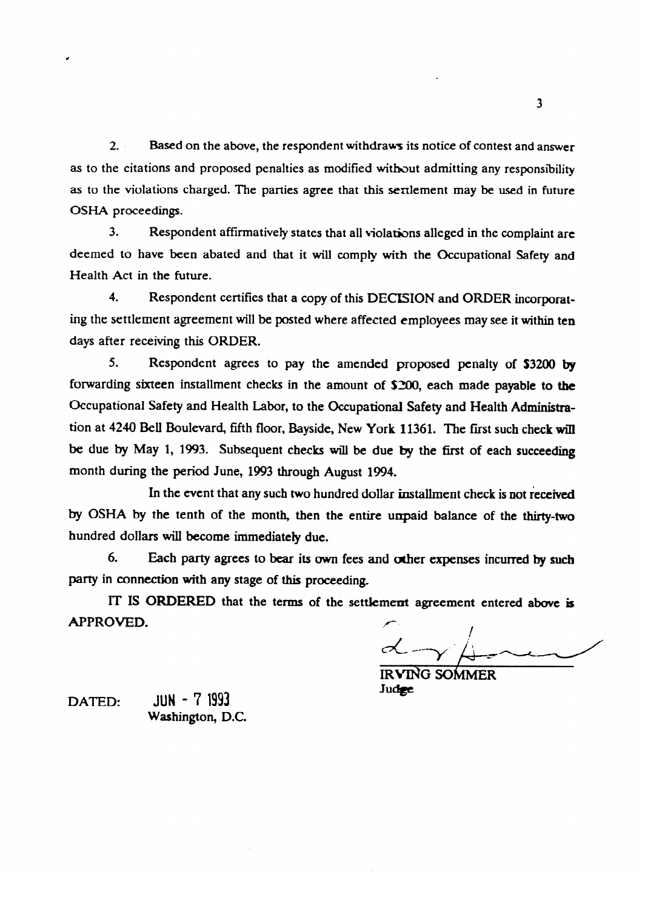2. Based on the above, the respondent withdraws its notice of contest and answer as to the citations and proposed penalties as modified without admitting any responsibility as to the violations charged. The parties agree that this settlement may be used in future OSHA proceedings.

3. Respondent affirmatively states that all violations alleged in the complaint are deemed to have been abated and that it will comply with the Occupational Safety and Health Act in the future.

4. Respondent certifies that a copy of this DECISION and ORDER incorporating the settlement agreement will be posted where affected employees may see it within ten days after receiving this ORDER.

5. Respondent agrees to pay the amended proposed penalty of $3200 by forwarding sixteen installment checks in the amount of $200, each made payable to the Occupational Safety and Health Labor, to the Occupational Safety and Health Administration at 4240 Bell Boulevard, fifth floor, Bayside, New York 11361. The first such check will be due by May 1, 1993. Subsequent checks will be due by the first of each succeeding month during the period June, 1993 through August 1994.

In the event that any such two hundred dollar installment check is not received by OSHA by the tenth of the month, then the entire unpaid balance of the thirty-two hundred dollars will become immediately due.

6. Each party agrees to bear its own fees and other expenses incurred by such party in connection with any stage of this proceeding.

**IT IS ORDERED** that the terms of the settlement agreement entered above is **APPROVED.**

IRVING SOMMER
Judge

DATED: JUN - 7 1993
Washington, D.C.